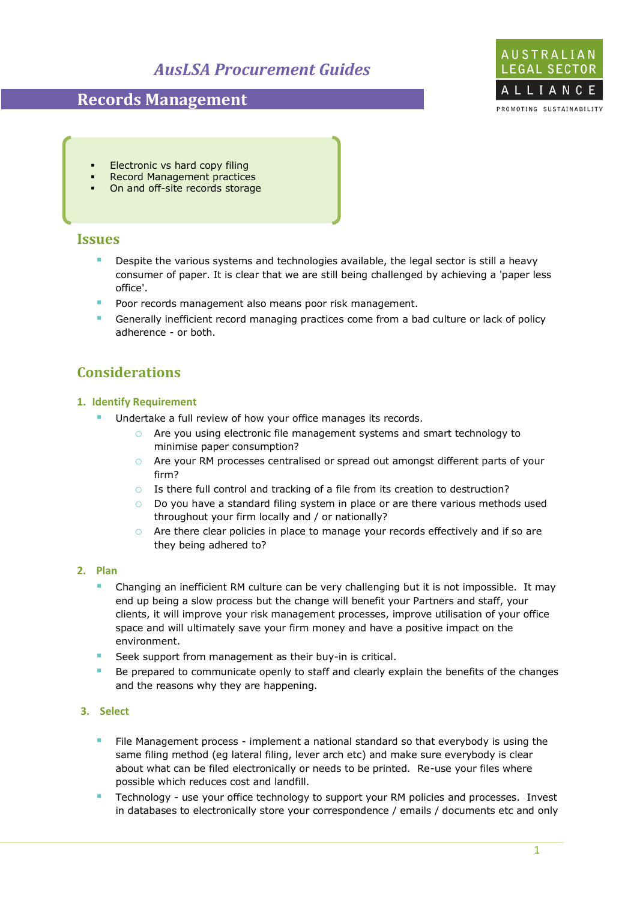*AusLSA Procurement Guides*

# Records Management

AUSTRALIAN LEGAL SECTOR ALLIANCE
PROMOTING SUSTAINABILITY

- Electronic vs hard copy filing
- Record Management practices
- On and off-site records storage

## Issues

- Despite the various systems and technologies available, the legal sector is still a heavy consumer of paper. It is clear that we are still being challenged by achieving a 'paper less office'.
- Poor records management also means poor risk management.
- Generally inefficient record managing practices come from a bad culture or lack of policy adherence - or both.

## Considerations

### 1. Identify Requirement

- Undertake a full review of how your office manages its records.
  - Are you using electronic file management systems and smart technology to minimise paper consumption?
  - Are your RM processes centralised or spread out amongst different parts of your firm?
  - Is there full control and tracking of a file from its creation to destruction?
  - Do you have a standard filing system in place or are there various methods used throughout your firm locally and / or nationally?
  - Are there clear policies in place to manage your records effectively and if so are they being adhered to?

### 2. Plan

- Changing an inefficient RM culture can be very challenging but it is not impossible. It may end up being a slow process but the change will benefit your Partners and staff, your clients, it will improve your risk management processes, improve utilisation of your office space and will ultimately save your firm money and have a positive impact on the environment.
- Seek support from management as their buy-in is critical.
- Be prepared to communicate openly to staff and clearly explain the benefits of the changes and the reasons why they are happening.

### 3. Select

- File Management process - implement a national standard so that everybody is using the same filing method (eg lateral filing, lever arch etc) and make sure everybody is clear about what can be filed electronically or needs to be printed. Re-use your files where possible which reduces cost and landfill.
- Technology - use your office technology to support your RM policies and processes. Invest in databases to electronically store your correspondence / emails / documents etc and only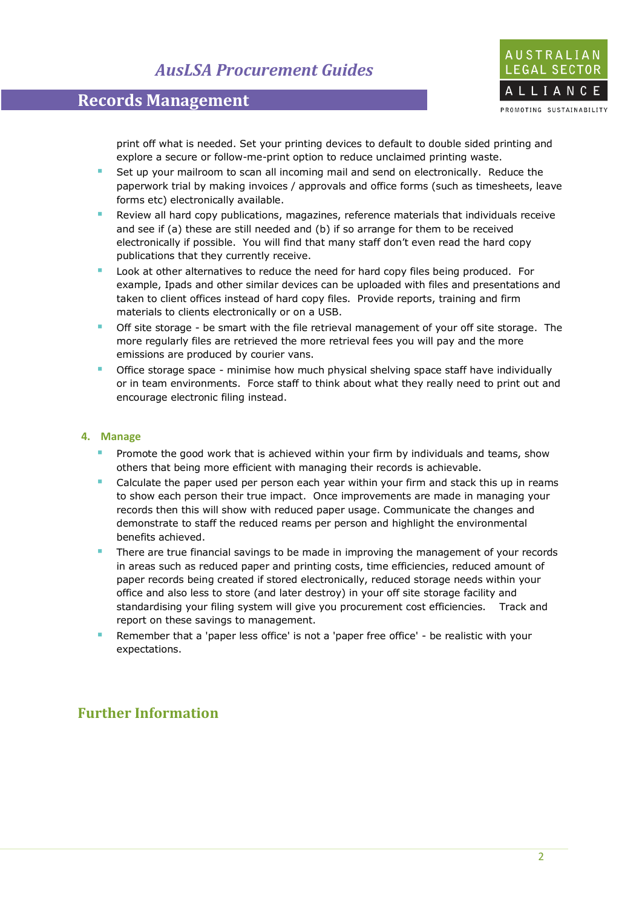print off what is needed. Set your printing devices to default to double sided printing and explore a secure or follow-me-print option to reduce unclaimed printing waste.

- Set up your mailroom to scan all incoming mail and send on electronically. Reduce the paperwork trial by making invoices / approvals and office forms (such as timesheets, leave forms etc) electronically available.
- Review all hard copy publications, magazines, reference materials that individuals receive and see if (a) these are still needed and (b) if so arrange for them to be received electronically if possible. You will find that many staff don't even read the hard copy publications that they currently receive.
- Look at other alternatives to reduce the need for hard copy files being produced. For example, Ipads and other similar devices can be uploaded with files and presentations and taken to client offices instead of hard copy files. Provide reports, training and firm materials to clients electronically or on a USB.
- Off site storage - be smart with the file retrieval management of your off site storage. The more regularly files are retrieved the more retrieval fees you will pay and the more emissions are produced by courier vans.
- Office storage space - minimise how much physical shelving space staff have individually or in team environments. Force staff to think about what they really need to print out and encourage electronic filing instead.

### 4. Manage

- Promote the good work that is achieved within your firm by individuals and teams, show others that being more efficient with managing their records is achievable.
- Calculate the paper used per person each year within your firm and stack this up in reams to show each person their true impact. Once improvements are made in managing your records then this will show with reduced paper usage. Communicate the changes and demonstrate to staff the reduced reams per person and highlight the environmental benefits achieved.
- There are true financial savings to be made in improving the management of your records in areas such as reduced paper and printing costs, time efficiencies, reduced amount of paper records being created if stored electronically, reduced storage needs within your office and also less to store (and later destroy) in your off site storage facility and standardising your filing system will give you procurement cost efficiencies. Track and report on these savings to management.
- Remember that a 'paper less office' is not a 'paper free office' - be realistic with your expectations.

## Further Information